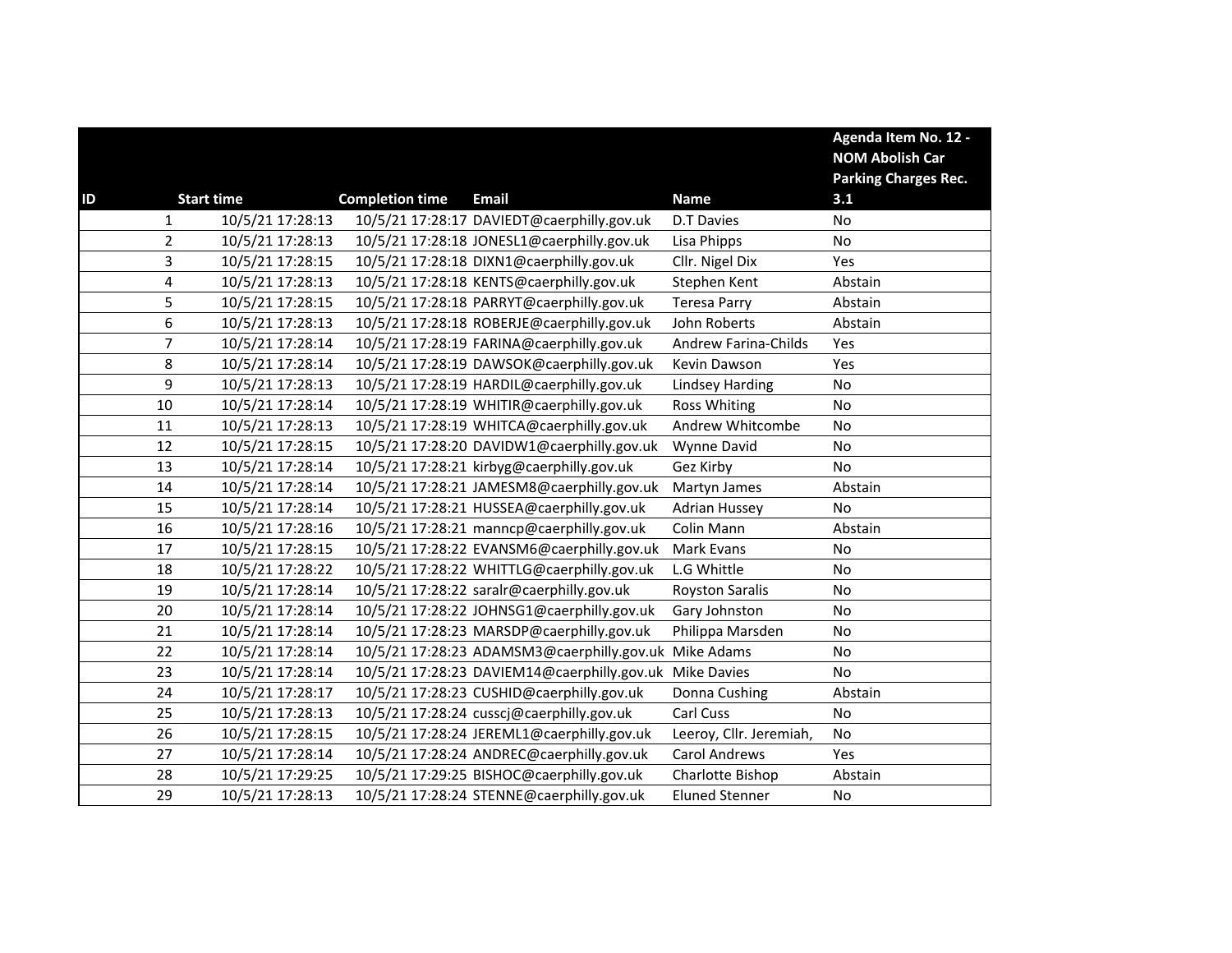| ID | Start time | Completion time | Email | Name | Agenda Item No. 12 - NOM Abolish Car Parking Charges Rec. 3.1 |
|---|---|---|---|---|---|
| 1 | 10/5/21 17:28:13 | 10/5/21 17:28:17 | DAVIEDT@caerphilly.gov.uk | D.T Davies | No |
| 2 | 10/5/21 17:28:13 | 10/5/21 17:28:18 | JONESL1@caerphilly.gov.uk | Lisa Phipps | No |
| 3 | 10/5/21 17:28:15 | 10/5/21 17:28:18 | DIXN1@caerphilly.gov.uk | Cllr. Nigel Dix | Yes |
| 4 | 10/5/21 17:28:13 | 10/5/21 17:28:18 | KENTS@caerphilly.gov.uk | Stephen Kent | Abstain |
| 5 | 10/5/21 17:28:15 | 10/5/21 17:28:18 | PARRYT@caerphilly.gov.uk | Teresa Parry | Abstain |
| 6 | 10/5/21 17:28:13 | 10/5/21 17:28:18 | ROBERJE@caerphilly.gov.uk | John Roberts | Abstain |
| 7 | 10/5/21 17:28:14 | 10/5/21 17:28:19 | FARINA@caerphilly.gov.uk | Andrew Farina-Childs | Yes |
| 8 | 10/5/21 17:28:14 | 10/5/21 17:28:19 | DAWSOK@caerphilly.gov.uk | Kevin Dawson | Yes |
| 9 | 10/5/21 17:28:13 | 10/5/21 17:28:19 | HARDIL@caerphilly.gov.uk | Lindsey Harding | No |
| 10 | 10/5/21 17:28:14 | 10/5/21 17:28:19 | WHITIR@caerphilly.gov.uk | Ross Whiting | No |
| 11 | 10/5/21 17:28:13 | 10/5/21 17:28:19 | WHITCA@caerphilly.gov.uk | Andrew Whitcombe | No |
| 12 | 10/5/21 17:28:15 | 10/5/21 17:28:20 | DAVIDW1@caerphilly.gov.uk | Wynne David | No |
| 13 | 10/5/21 17:28:14 | 10/5/21 17:28:21 | kirbyg@caerphilly.gov.uk | Gez Kirby | No |
| 14 | 10/5/21 17:28:14 | 10/5/21 17:28:21 | JAMESM8@caerphilly.gov.uk | Martyn James | Abstain |
| 15 | 10/5/21 17:28:14 | 10/5/21 17:28:21 | HUSSEA@caerphilly.gov.uk | Adrian Hussey | No |
| 16 | 10/5/21 17:28:16 | 10/5/21 17:28:21 | manncp@caerphilly.gov.uk | Colin Mann | Abstain |
| 17 | 10/5/21 17:28:15 | 10/5/21 17:28:22 | EVANSM6@caerphilly.gov.uk | Mark Evans | No |
| 18 | 10/5/21 17:28:22 | 10/5/21 17:28:22 | WHITTLG@caerphilly.gov.uk | L.G Whittle | No |
| 19 | 10/5/21 17:28:14 | 10/5/21 17:28:22 | saralr@caerphilly.gov.uk | Royston Saralis | No |
| 20 | 10/5/21 17:28:14 | 10/5/21 17:28:22 | JOHNSG1@caerphilly.gov.uk | Gary Johnston | No |
| 21 | 10/5/21 17:28:14 | 10/5/21 17:28:23 | MARSDP@caerphilly.gov.uk | Philippa Marsden | No |
| 22 | 10/5/21 17:28:14 | 10/5/21 17:28:23 | ADAMSM3@caerphilly.gov.uk | Mike Adams | No |
| 23 | 10/5/21 17:28:14 | 10/5/21 17:28:23 | DAVIEM14@caerphilly.gov.uk | Mike Davies | No |
| 24 | 10/5/21 17:28:17 | 10/5/21 17:28:23 | CUSHID@caerphilly.gov.uk | Donna Cushing | Abstain |
| 25 | 10/5/21 17:28:13 | 10/5/21 17:28:24 | cusscj@caerphilly.gov.uk | Carl Cuss | No |
| 26 | 10/5/21 17:28:15 | 10/5/21 17:28:24 | JEREML1@caerphilly.gov.uk | Leeroy, Cllr. Jeremiah, | No |
| 27 | 10/5/21 17:28:14 | 10/5/21 17:28:24 | ANDREC@caerphilly.gov.uk | Carol Andrews | Yes |
| 28 | 10/5/21 17:29:25 | 10/5/21 17:29:25 | BISHOC@caerphilly.gov.uk | Charlotte Bishop | Abstain |
| 29 | 10/5/21 17:28:13 | 10/5/21 17:28:24 | STENNE@caerphilly.gov.uk | Eluned Stenner | No |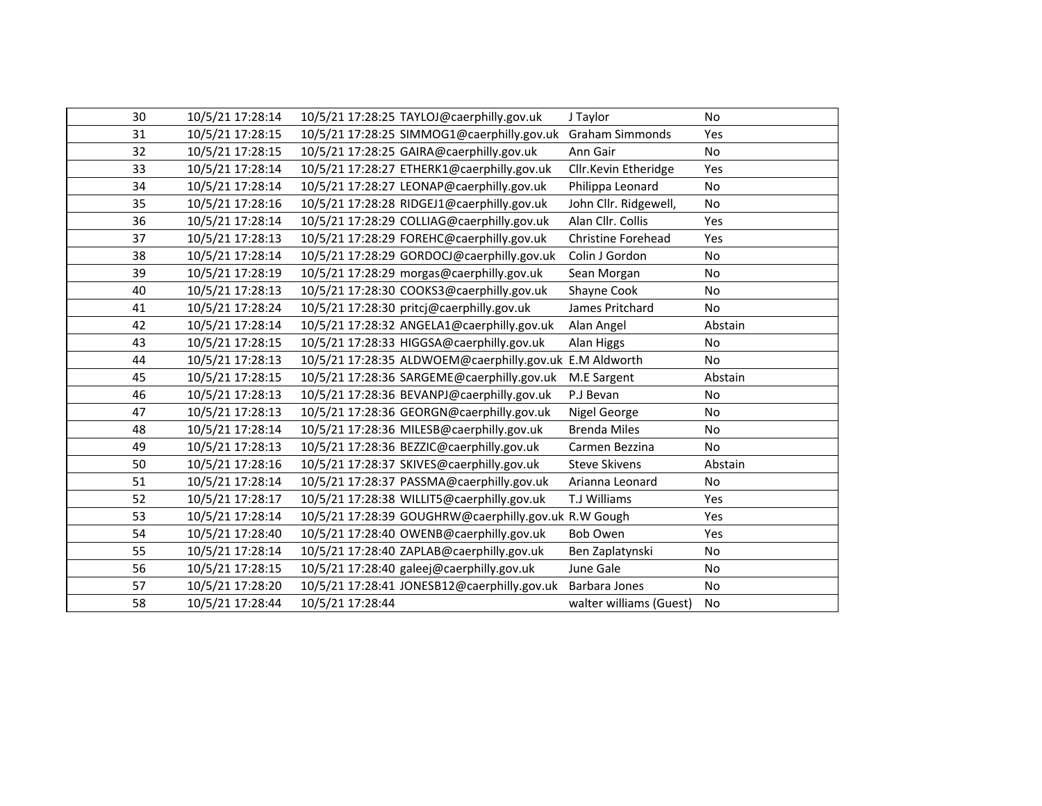| | | | | | |
|---|---|---|---|---|---|
| 30 | 10/5/21 17:28:14 | 10/5/21 17:28:25 | TAYLOJ@caerphilly.gov.uk | J Taylor | No |
| 31 | 10/5/21 17:28:15 | 10/5/21 17:28:25 | SIMMOG1@caerphilly.gov.uk | Graham Simmonds | Yes |
| 32 | 10/5/21 17:28:15 | 10/5/21 17:28:25 | GAIRA@caerphilly.gov.uk | Ann Gair | No |
| 33 | 10/5/21 17:28:14 | 10/5/21 17:28:27 | ETHERK1@caerphilly.gov.uk | Cllr.Kevin Etheridge | Yes |
| 34 | 10/5/21 17:28:14 | 10/5/21 17:28:27 | LEONAP@caerphilly.gov.uk | Philippa Leonard | No |
| 35 | 10/5/21 17:28:16 | 10/5/21 17:28:28 | RIDGEJ1@caerphilly.gov.uk | John Cllr. Ridgewell, | No |
| 36 | 10/5/21 17:28:14 | 10/5/21 17:28:29 | COLLIAG@caerphilly.gov.uk | Alan Cllr. Collis | Yes |
| 37 | 10/5/21 17:28:13 | 10/5/21 17:28:29 | FOREHC@caerphilly.gov.uk | Christine Forehead | Yes |
| 38 | 10/5/21 17:28:14 | 10/5/21 17:28:29 | GORDOCJ@caerphilly.gov.uk | Colin J Gordon | No |
| 39 | 10/5/21 17:28:19 | 10/5/21 17:28:29 | morgas@caerphilly.gov.uk | Sean Morgan | No |
| 40 | 10/5/21 17:28:13 | 10/5/21 17:28:30 | COOKS3@caerphilly.gov.uk | Shayne Cook | No |
| 41 | 10/5/21 17:28:24 | 10/5/21 17:28:30 | pritcj@caerphilly.gov.uk | James Pritchard | No |
| 42 | 10/5/21 17:28:14 | 10/5/21 17:28:32 | ANGELA1@caerphilly.gov.uk | Alan Angel | Abstain |
| 43 | 10/5/21 17:28:15 | 10/5/21 17:28:33 | HIGGSA@caerphilly.gov.uk | Alan Higgs | No |
| 44 | 10/5/21 17:28:13 | 10/5/21 17:28:35 | ALDWOEM@caerphilly.gov.uk | E.M Aldworth | No |
| 45 | 10/5/21 17:28:15 | 10/5/21 17:28:36 | SARGEME@caerphilly.gov.uk | M.E Sargent | Abstain |
| 46 | 10/5/21 17:28:13 | 10/5/21 17:28:36 | BEVANPJ@caerphilly.gov.uk | P.J Bevan | No |
| 47 | 10/5/21 17:28:13 | 10/5/21 17:28:36 | GEORGN@caerphilly.gov.uk | Nigel George | No |
| 48 | 10/5/21 17:28:14 | 10/5/21 17:28:36 | MILESB@caerphilly.gov.uk | Brenda Miles | No |
| 49 | 10/5/21 17:28:13 | 10/5/21 17:28:36 | BEZZIC@caerphilly.gov.uk | Carmen Bezzina | No |
| 50 | 10/5/21 17:28:16 | 10/5/21 17:28:37 | SKIVES@caerphilly.gov.uk | Steve Skivens | Abstain |
| 51 | 10/5/21 17:28:14 | 10/5/21 17:28:37 | PASSMA@caerphilly.gov.uk | Arianna Leonard | No |
| 52 | 10/5/21 17:28:17 | 10/5/21 17:28:38 | WILLIT5@caerphilly.gov.uk | T.J Williams | Yes |
| 53 | 10/5/21 17:28:14 | 10/5/21 17:28:39 | GOUGHRW@caerphilly.gov.uk | R.W Gough | Yes |
| 54 | 10/5/21 17:28:40 | 10/5/21 17:28:40 | OWENB@caerphilly.gov.uk | Bob Owen | Yes |
| 55 | 10/5/21 17:28:14 | 10/5/21 17:28:40 | ZAPLAB@caerphilly.gov.uk | Ben Zaplatynski | No |
| 56 | 10/5/21 17:28:15 | 10/5/21 17:28:40 | galeej@caerphilly.gov.uk | June Gale | No |
| 57 | 10/5/21 17:28:20 | 10/5/21 17:28:41 | JONESB12@caerphilly.gov.uk | Barbara Jones | No |
| 58 | 10/5/21 17:28:44 | 10/5/21 17:28:44 | | walter williams (Guest) | No |